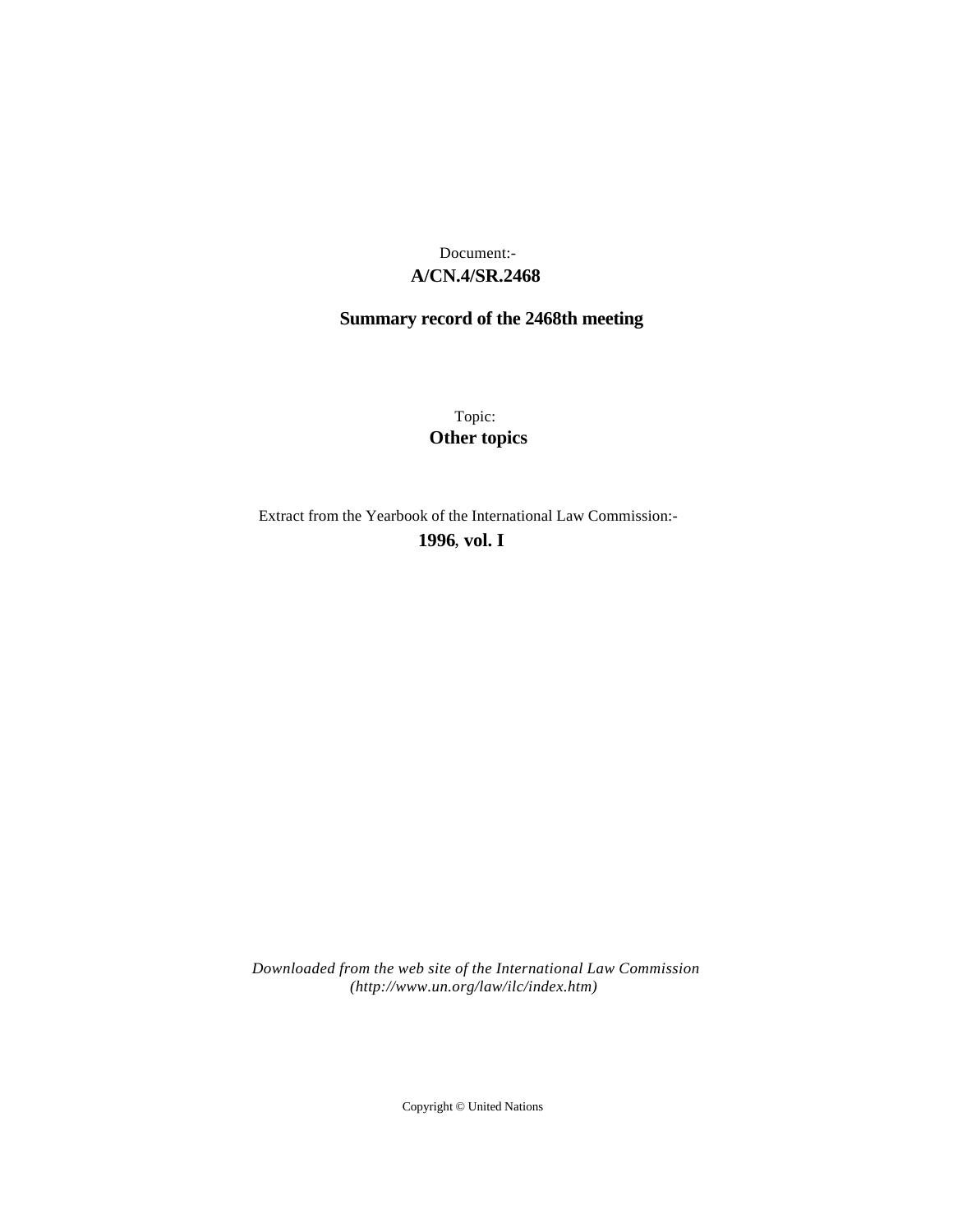Document:-
**A/CN.4/SR.2468**

**Summary record of the 2468th meeting**

Topic:
**Other topics**

Extract from the Yearbook of the International Law Commission:-
**1996**, **vol. I**

*Downloaded from the web site of the International Law Commission (http://www.un.org/law/ilc/index.htm)*

Copyright © United Nations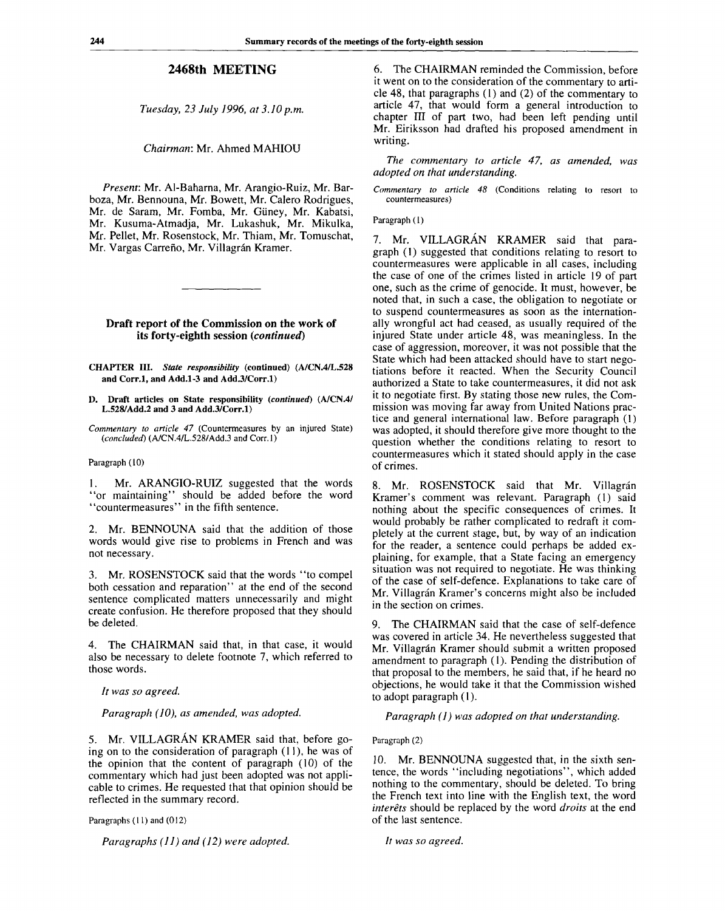## 2468th MEETING

*Tuesday, 23 July 1996, at 3.10 p.m.*

*Chairman*: Mr. Ahmed MAHIOU

*Present*: Mr. Al-Baharna, Mr. Arangio-Ruiz, Mr. Barboza, Mr. Bennouna, Mr. Bowett, Mr. Calero Rodrigues, Mr. de Saram, Mr. Fomba, Mr. Güney, Mr. Kabatsi, Mr. Kusuma-Atmadja, Mr. Lukashuk, Mr. Mikulka, Mr. Pellet, Mr. Rosenstock, Mr. Thiam, Mr. Tomuschat, Mr. Vargas Carreño, Mr. Villagrán Kramer.

---

## Draft report of the Commission on the work of its forty-eighth session (*continued*)

CHAPTER III. *State responsibility* (continued) (A/CN.4/L.528 and Corr.1, and Add.1-3 and Add.3/Corr.1)

D. Draft articles on State responsibility (*continued*) (A/CN.4/L.528/Add.2 and 3 and Add.3/Corr.1)

*Commentary to article 47* (Countermeasures by an injured State) (*concluded*) (A/CN.4/L.528/Add.3 and Corr.1)

Paragraph (10)

1. Mr. ARANGIO-RUIZ suggested that the words "or maintaining" should be added before the word "countermeasures" in the fifth sentence.

2. Mr. BENNOUNA said that the addition of those words would give rise to problems in French and was not necessary.

3. Mr. ROSENSTOCK said that the words "to compel both cessation and reparation" at the end of the second sentence complicated matters unnecessarily and might create confusion. He therefore proposed that they should be deleted.

4. The CHAIRMAN said that, in that case, it would also be necessary to delete footnote 7, which referred to those words.

*It was so agreed.*

*Paragraph (10), as amended, was adopted.*

5. Mr. VILLAGRÁN KRAMER said that, before going on to the consideration of paragraph (11), he was of the opinion that the content of paragraph (10) of the commentary which had just been adopted was not applicable to crimes. He requested that that opinion should be reflected in the summary record.

Paragraphs (11) and (012)

*Paragraphs (11) and (12) were adopted.*

6. The CHAIRMAN reminded the Commission, before it went on to the consideration of the commentary to article 48, that paragraphs (1) and (2) of the commentary to article 47, that would form a general introduction to chapter III of part two, had been left pending until Mr. Eiriksson had drafted his proposed amendment in writing.

*The commentary to article 47, as amended, was adopted on that understanding.*

*Commentary to article 48* (Conditions relating to resort to countermeasures)

Paragraph (1)

7. Mr. VILLAGRÁN KRAMER said that paragraph (1) suggested that conditions relating to resort to countermeasures were applicable in all cases, including the case of one of the crimes listed in article 19 of part one, such as the crime of genocide. It must, however, be noted that, in such a case, the obligation to negotiate or to suspend countermeasures as soon as the internationally wrongful act had ceased, as usually required of the injured State under article 48, was meaningless. In the case of aggression, moreover, it was not possible that the State which had been attacked should have to start negotiations before it reacted. When the Security Council authorized a State to take countermeasures, it did not ask it to negotiate first. By stating those new rules, the Commission was moving far away from United Nations practice and general international law. Before paragraph (1) was adopted, it should therefore give more thought to the question whether the conditions relating to resort to countermeasures which it stated should apply in the case of crimes.

8. Mr. ROSENSTOCK said that Mr. Villagrán Kramer's comment was relevant. Paragraph (1) said nothing about the specific consequences of crimes. It would probably be rather complicated to redraft it completely at the current stage, but, by way of an indication for the reader, a sentence could perhaps be added explaining, for example, that a State facing an emergency situation was not required to negotiate. He was thinking of the case of self-defence. Explanations to take care of Mr. Villagrán Kramer's concerns might also be included in the section on crimes.

9. The CHAIRMAN said that the case of self-defence was covered in article 34. He nevertheless suggested that Mr. Villagrán Kramer should submit a written proposed amendment to paragraph (1). Pending the distribution of that proposal to the members, he said that, if he heard no objections, he would take it that the Commission wished to adopt paragraph (1).

*Paragraph (1) was adopted on that understanding.*

Paragraph (2)

10. Mr. BENNOUNA suggested that, in the sixth sentence, the words "including negotiations", which added nothing to the commentary, should be deleted. To bring the French text into line with the English text, the word *intérêts* should be replaced by the word *droits* at the end of the last sentence.

*It was so agreed.*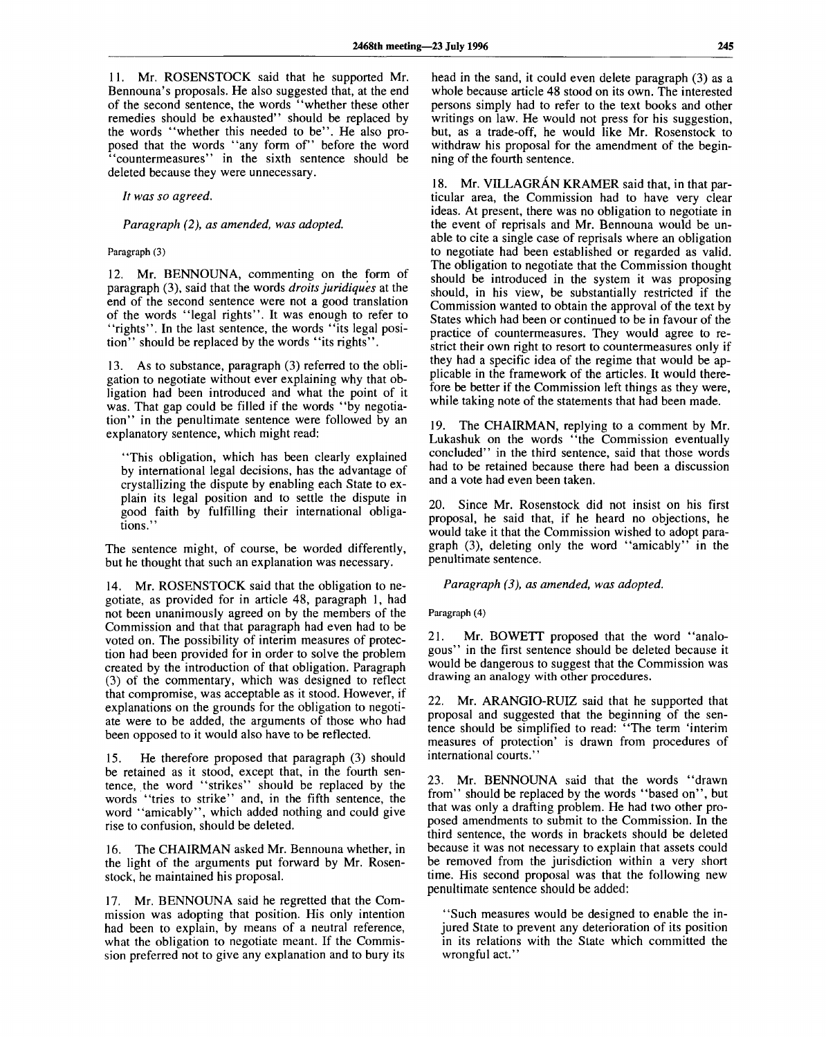11. Mr. ROSENSTOCK said that he supported Mr. Bennouna's proposals. He also suggested that, at the end of the second sentence, the words "whether these other remedies should be exhausted" should be replaced by the words "whether this needed to be". He also proposed that the words "any form of" before the word "countermeasures" in the sixth sentence should be deleted because they were unnecessary.

*It was so agreed.*

*Paragraph (2), as amended, was adopted.*

Paragraph (3)

12. Mr. BENNOUNA, commenting on the form of paragraph (3), said that the words *droits juridiques* at the end of the second sentence were not a good translation of the words "legal rights". It was enough to refer to "rights". In the last sentence, the words "its legal position" should be replaced by the words "its rights".

13. As to substance, paragraph (3) referred to the obligation to negotiate without ever explaining why that obligation had been introduced and what the point of it was. That gap could be filled if the words "by negotiation" in the penultimate sentence were followed by an explanatory sentence, which might read:

> "This obligation, which has been clearly explained by international legal decisions, has the advantage of crystallizing the dispute by enabling each State to explain its legal position and to settle the dispute in good faith by fulfilling their international obligations."

The sentence might, of course, be worded differently, but he thought that such an explanation was necessary.

14. Mr. ROSENSTOCK said that the obligation to negotiate, as provided for in article 48, paragraph 1, had not been unanimously agreed on by the members of the Commission and that that paragraph had even had to be voted on. The possibility of interim measures of protection had been provided for in order to solve the problem created by the introduction of that obligation. Paragraph (3) of the commentary, which was designed to reflect that compromise, was acceptable as it stood. However, if explanations on the grounds for the obligation to negotiate were to be added, the arguments of those who had been opposed to it would also have to be reflected.

15. He therefore proposed that paragraph (3) should be retained as it stood, except that, in the fourth sentence, the word "strikes" should be replaced by the words "tries to strike" and, in the fifth sentence, the word "amicably", which added nothing and could give rise to confusion, should be deleted.

16. The CHAIRMAN asked Mr. Bennouna whether, in the light of the arguments put forward by Mr. Rosenstock, he maintained his proposal.

17. Mr. BENNOUNA said he regretted that the Commission was adopting that position. His only intention had been to explain, by means of a neutral reference, what the obligation to negotiate meant. If the Commission preferred not to give any explanation and to bury its head in the sand, it could even delete paragraph (3) as a whole because article 48 stood on its own. The interested persons simply had to refer to the text books and other writings on law. He would not press for his suggestion, but, as a trade-off, he would like Mr. Rosenstock to withdraw his proposal for the amendment of the beginning of the fourth sentence.

18. Mr. VILLAGRÁN KRAMER said that, in that particular area, the Commission had to have very clear ideas. At present, there was no obligation to negotiate in the event of reprisals and Mr. Bennouna would be unable to cite a single case of reprisals where an obligation to negotiate had been established or regarded as valid. The obligation to negotiate that the Commission thought should be introduced in the system it was proposing should, in his view, be substantially restricted if the Commission wanted to obtain the approval of the text by States which had been or continued to be in favour of the practice of countermeasures. They would agree to restrict their own right to resort to countermeasures only if they had a specific idea of the regime that would be applicable in the framework of the articles. It would therefore be better if the Commission left things as they were, while taking note of the statements that had been made.

19. The CHAIRMAN, replying to a comment by Mr. Lukashuk on the words "the Commission eventually concluded" in the third sentence, said that those words had to be retained because there had been a discussion and a vote had even been taken.

20. Since Mr. Rosenstock did not insist on his first proposal, he said that, if he heard no objections, he would take it that the Commission wished to adopt paragraph (3), deleting only the word "amicably" in the penultimate sentence.

*Paragraph (3), as amended, was adopted.*

Paragraph (4)

21. Mr. BOWETT proposed that the word "analogous" in the first sentence should be deleted because it would be dangerous to suggest that the Commission was drawing an analogy with other procedures.

22. Mr. ARANGIO-RUIZ said that he supported that proposal and suggested that the beginning of the sentence should be simplified to read: "The term 'interim measures of protection' is drawn from procedures of international courts."

23. Mr. BENNOUNA said that the words "drawn from" should be replaced by the words "based on", but that was only a drafting problem. He had two other proposed amendments to submit to the Commission. In the third sentence, the words in brackets should be deleted because it was not necessary to explain that assets could be removed from the jurisdiction within a very short time. His second proposal was that the following new penultimate sentence should be added:

> "Such measures would be designed to enable the injured State to prevent any deterioration of its position in its relations with the State which committed the wrongful act."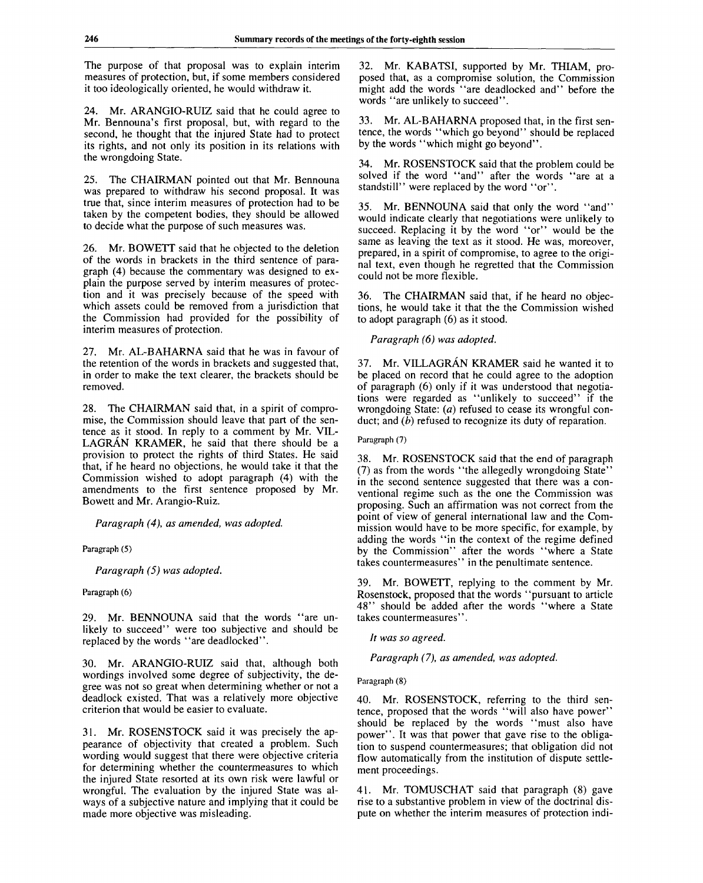The purpose of that proposal was to explain interim measures of protection, but, if some members considered it too ideologically oriented, he would withdraw it.

24. Mr. ARANGIO-RUIZ said that he could agree to Mr. Bennouna's first proposal, but, with regard to the second, he thought that the injured State had to protect its rights, and not only its position in its relations with the wrongdoing State.

25. The CHAIRMAN pointed out that Mr. Bennouna was prepared to withdraw his second proposal. It was true that, since interim measures of protection had to be taken by the competent bodies, they should be allowed to decide what the purpose of such measures was.

26. Mr. BOWETT said that he objected to the deletion of the words in brackets in the third sentence of paragraph (4) because the commentary was designed to explain the purpose served by interim measures of protection and it was precisely because of the speed with which assets could be removed from a jurisdiction that the Commission had provided for the possibility of interim measures of protection.

27. Mr. AL-BAHARNA said that he was in favour of the retention of the words in brackets and suggested that, in order to make the text clearer, the brackets should be removed.

28. The CHAIRMAN said that, in a spirit of compromise, the Commission should leave that part of the sentence as it stood. In reply to a comment by Mr. VILLAGRÁN KRAMER, he said that there should be a provision to protect the rights of third States. He said that, if he heard no objections, he would take it that the Commission wished to adopt paragraph (4) with the amendments to the first sentence proposed by Mr. Bowett and Mr. Arangio-Ruiz.

*Paragraph (4), as amended, was adopted.*

Paragraph (5)

*Paragraph (5) was adopted.*

Paragraph (6)

29. Mr. BENNOUNA said that the words "are unlikely to succeed" were too subjective and should be replaced by the words "are deadlocked".

30. Mr. ARANGIO-RUIZ said that, although both wordings involved some degree of subjectivity, the degree was not so great when determining whether or not a deadlock existed. That was a relatively more objective criterion that would be easier to evaluate.

31. Mr. ROSENSTOCK said it was precisely the appearance of objectivity that created a problem. Such wording would suggest that there were objective criteria for determining whether the countermeasures to which the injured State resorted at its own risk were lawful or wrongful. The evaluation by the injured State was always of a subjective nature and implying that it could be made more objective was misleading.

32. Mr. KABATSI, supported by Mr. THIAM, proposed that, as a compromise solution, the Commission might add the words "are deadlocked and" before the words "are unlikely to succeed".

33. Mr. AL-BAHARNA proposed that, in the first sentence, the words "which go beyond" should be replaced by the words "which might go beyond".

34. Mr. ROSENSTOCK said that the problem could be solved if the word "and" after the words "are at a standstill" were replaced by the word "or".

35. Mr. BENNOUNA said that only the word "and" would indicate clearly that negotiations were unlikely to succeed. Replacing it by the word "or" would be the same as leaving the text as it stood. He was, moreover, prepared, in a spirit of compromise, to agree to the original text, even though he regretted that the Commission could not be more flexible.

36. The CHAIRMAN said that, if he heard no objections, he would take it that the the Commission wished to adopt paragraph (6) as it stood.

*Paragraph (6) was adopted.*

37. Mr. VILLAGRÁN KRAMER said he wanted it to be placed on record that he could agree to the adoption of paragraph (6) only if it was understood that negotiations were regarded as "unlikely to succeed" if the wrongdoing State: (*a*) refused to cease its wrongful conduct; and (*b*) refused to recognize its duty of reparation.

Paragraph (7)

38. Mr. ROSENSTOCK said that the end of paragraph (7) as from the words "the allegedly wrongdoing State" in the second sentence suggested that there was a conventional regime such as the one the Commission was proposing. Such an affirmation was not correct from the point of view of general international law and the Commission would have to be more specific, for example, by adding the words "in the context of the regime defined by the Commission" after the words "where a State takes countermeasures" in the penultimate sentence.

39. Mr. BOWETT, replying to the comment by Mr. Rosenstock, proposed that the words "pursuant to article 48" should be added after the words "where a State takes countermeasures".

*It was so agreed.*

*Paragraph (7), as amended, was adopted.*

Paragraph (8)

40. Mr. ROSENSTOCK, referring to the third sentence, proposed that the words "will also have power" should be replaced by the words "must also have power". It was that power that gave rise to the obligation to suspend countermeasures; that obligation did not flow automatically from the institution of dispute settlement proceedings.

41. Mr. TOMUSCHAT said that paragraph (8) gave rise to a substantive problem in view of the doctrinal dispute on whether the interim measures of protection indi-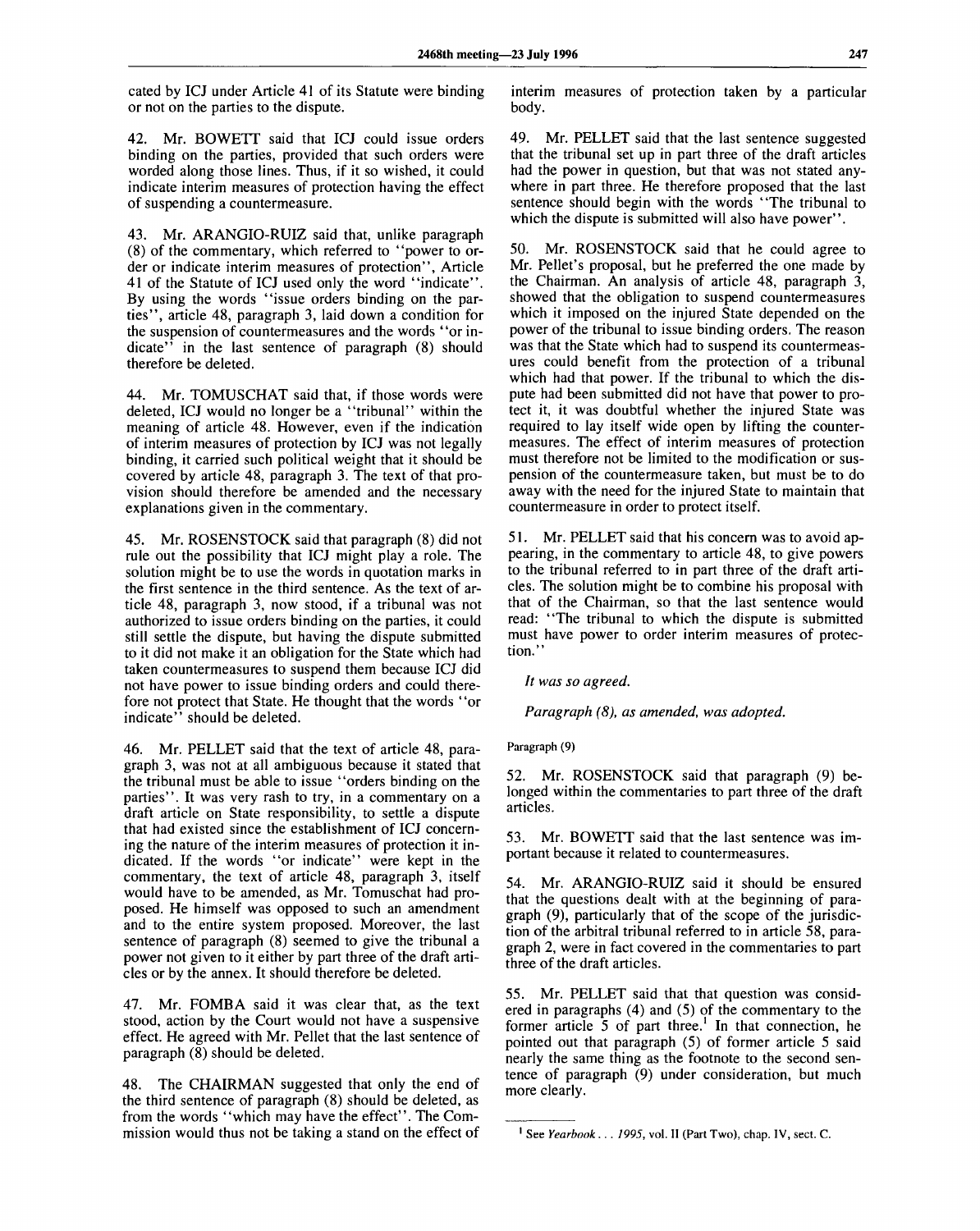cated by ICJ under Article 41 of its Statute were binding or not on the parties to the dispute.

42. Mr. BOWETT said that ICJ could issue orders binding on the parties, provided that such orders were worded along those lines. Thus, if it so wished, it could indicate interim measures of protection having the effect of suspending a countermeasure.

43. Mr. ARANGIO-RUIZ said that, unlike paragraph (8) of the commentary, which referred to "power to order or indicate interim measures of protection", Article 41 of the Statute of ICJ used only the word "indicate". By using the words "issue orders binding on the parties", article 48, paragraph 3, laid down a condition for the suspension of countermeasures and the words "or indicate" in the last sentence of paragraph (8) should therefore be deleted.

44. Mr. TOMUSCHAT said that, if those words were deleted, ICJ would no longer be a "tribunal" within the meaning of article 48. However, even if the indication of interim measures of protection by ICJ was not legally binding, it carried such political weight that it should be covered by article 48, paragraph 3. The text of that provision should therefore be amended and the necessary explanations given in the commentary.

45. Mr. ROSENSTOCK said that paragraph (8) did not rule out the possibility that ICJ might play a role. The solution might be to use the words in quotation marks in the first sentence in the third sentence. As the text of article 48, paragraph 3, now stood, if a tribunal was not authorized to issue orders binding on the parties, it could still settle the dispute, but having the dispute submitted to it did not make it an obligation for the State which had taken countermeasures to suspend them because ICJ did not have power to issue binding orders and could therefore not protect that State. He thought that the words "or indicate" should be deleted.

46. Mr. PELLET said that the text of article 48, paragraph 3, was not at all ambiguous because it stated that the tribunal must be able to issue "orders binding on the parties". It was very rash to try, in a commentary on a draft article on State responsibility, to settle a dispute that had existed since the establishment of ICJ concerning the nature of the interim measures of protection it indicated. If the words "or indicate" were kept in the commentary, the text of article 48, paragraph 3, itself would have to be amended, as Mr. Tomuschat had proposed. He himself was opposed to such an amendment and to the entire system proposed. Moreover, the last sentence of paragraph (8) seemed to give the tribunal a power not given to it either by part three of the draft articles or by the annex. It should therefore be deleted.

47. Mr. FOMBA said it was clear that, as the text stood, action by the Court would not have a suspensive effect. He agreed with Mr. Pellet that the last sentence of paragraph (8) should be deleted.

48. The CHAIRMAN suggested that only the end of the third sentence of paragraph (8) should be deleted, as from the words "which may have the effect". The Commission would thus not be taking a stand on the effect of interim measures of protection taken by a particular body.

49. Mr. PELLET said that the last sentence suggested that the tribunal set up in part three of the draft articles had the power in question, but that was not stated anywhere in part three. He therefore proposed that the last sentence should begin with the words "The tribunal to which the dispute is submitted will also have power".

50. Mr. ROSENSTOCK said that he could agree to Mr. Pellet's proposal, but he preferred the one made by the Chairman. An analysis of article 48, paragraph 3, showed that the obligation to suspend countermeasures which it imposed on the injured State depended on the power of the tribunal to issue binding orders. The reason was that the State which had to suspend its countermeasures could benefit from the protection of a tribunal which had that power. If the tribunal to which the dispute had been submitted did not have that power to protect it, it was doubtful whether the injured State was required to lay itself wide open by lifting the countermeasures. The effect of interim measures of protection must therefore not be limited to the modification or suspension of the countermeasure taken, but must be to do away with the need for the injured State to maintain that countermeasure in order to protect itself.

51. Mr. PELLET said that his concern was to avoid appearing, in the commentary to article 48, to give powers to the tribunal referred to in part three of the draft articles. The solution might be to combine his proposal with that of the Chairman, so that the last sentence would read: "The tribunal to which the dispute is submitted must have power to order interim measures of protection."

*It was so agreed.*

*Paragraph (8), as amended, was adopted.*

Paragraph (9)

52. Mr. ROSENSTOCK said that paragraph (9) belonged within the commentaries to part three of the draft articles.

53. Mr. BOWETT said that the last sentence was important because it related to countermeasures.

54. Mr. ARANGIO-RUIZ said it should be ensured that the questions dealt with at the beginning of paragraph (9), particularly that of the scope of the jurisdiction of the arbitral tribunal referred to in article 58, paragraph 2, were in fact covered in the commentaries to part three of the draft articles.

55. Mr. PELLET said that that question was considered in paragraphs (4) and (5) of the commentary to the former article 5 of part three.[1] In that connection, he pointed out that paragraph (5) of former article 5 said nearly the same thing as the footnote to the second sentence of paragraph (9) under consideration, but much more clearly.

---

[1] See *Yearbook... 1995*, vol. II (Part Two), chap. IV, sect. C.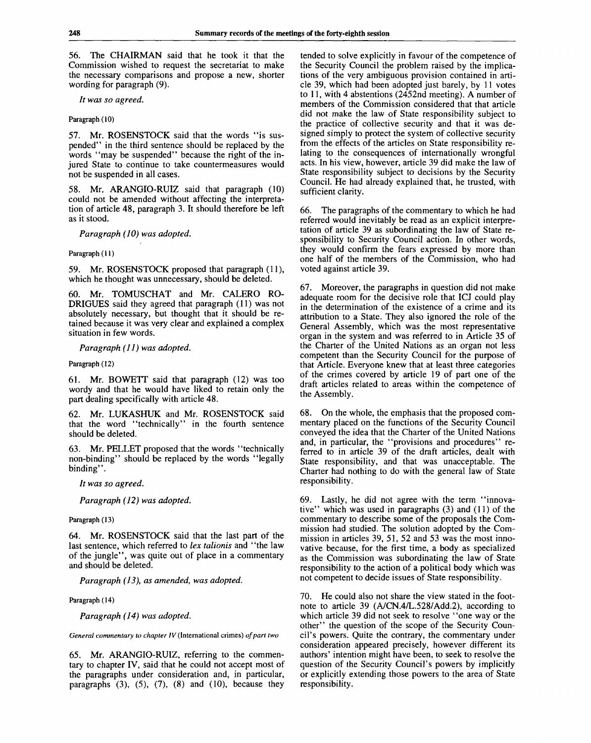56. The CHAIRMAN said that he took it that the Commission wished to request the secretariat to make the necessary comparisons and propose a new, shorter wording for paragraph (9).

*It was so agreed.*

Paragraph (10)

57. Mr. ROSENSTOCK said that the words "is suspended" in the third sentence should be replaced by the words "may be suspended" because the right of the injured State to continue to take countermeasures would not be suspended in all cases.

58. Mr. ARANGIO-RUIZ said that paragraph (10) could not be amended without affecting the interpretation of article 48, paragraph 3. It should therefore be left as it stood.

*Paragraph (10) was adopted.*

Paragraph (11)

59. Mr. ROSENSTOCK proposed that paragraph (11), which he thought was unnecessary, should be deleted.

60. Mr. TOMUSCHAT and Mr. CALERO RODRIGUES said they agreed that paragraph (11) was not absolutely necessary, but thought that it should be retained because it was very clear and explained a complex situation in few words.

*Paragraph (11) was adopted.*

Paragraph (12)

61. Mr. BOWETT said that paragraph (12) was too wordy and that he would have liked to retain only the part dealing specifically with article 48.

62. Mr. LUKASHUK and Mr. ROSENSTOCK said that the word "technically" in the fourth sentence should be deleted.

63. Mr. PELLET proposed that the words "technically non-binding" should be replaced by the words "legally binding".

*It was so agreed.*

*Paragraph (12) was adopted.*

Paragraph (13)

64. Mr. ROSENSTOCK said that the last part of the last sentence, which referred to *lex talionis* and "the law of the jungle", was quite out of place in a commentary and should be deleted.

*Paragraph (13), as amended, was adopted.*

Paragraph (14)

*Paragraph (14) was adopted.*

*General commentary to chapter IV* (International crimes) *of part two*

65. Mr. ARANGIO-RUIZ, referring to the commentary to chapter IV, said that he could not accept most of the paragraphs under consideration and, in particular, paragraphs (3), (5), (7), (8) and (10), because they tended to solve explicitly in favour of the competence of the Security Council the problem raised by the implications of the very ambiguous provision contained in article 39, which had been adopted just barely, by 11 votes to 11, with 4 abstentions (2452nd meeting). A number of members of the Commission considered that that article did not make the law of State responsibility subject to the practice of collective security and that it was designed simply to protect the system of collective security from the effects of the articles on State responsibility relating to the consequences of internationally wrongful acts. In his view, however, article 39 did make the law of State responsibility subject to decisions by the Security Council. He had already explained that, he trusted, with sufficient clarity.

66. The paragraphs of the commentary to which he had referred would inevitably be read as an explicit interpretation of article 39 as subordinating the law of State responsibility to Security Council action. In other words, they would confirm the fears expressed by more than one half of the members of the Commission, who had voted against article 39.

67. Moreover, the paragraphs in question did not make adequate room for the decisive role that ICJ could play in the determination of the existence of a crime and its attribution to a State. They also ignored the role of the General Assembly, which was the most representative organ in the system and was referred to in Article 35 of the Charter of the United Nations as an organ not less competent than the Security Council for the purpose of that Article. Everyone knew that at least three categories of the crimes covered by article 19 of part one of the draft articles related to areas within the competence of the Assembly.

68. On the whole, the emphasis that the proposed commentary placed on the functions of the Security Council conveyed the idea that the Charter of the United Nations and, in particular, the "provisions and procedures" referred to in article 39 of the draft articles, dealt with State responsibility, and that was unacceptable. The Charter had nothing to do with the general law of State responsibility.

69. Lastly, he did not agree with the term "innovative" which was used in paragraphs (3) and (11) of the commentary to describe some of the proposals the Commission had studied. The solution adopted by the Commission in articles 39, 51, 52 and 53 was the most innovative because, for the first time, a body as specialized as the Commission was subordinating the law of State responsibility to the action of a political body which was not competent to decide issues of State responsibility.

70. He could also not share the view stated in the footnote to article 39 (A/CN.4/L.528/Add.2), according to which article 39 did not seek to resolve "one way or the other" the question of the scope of the Security Council's powers. Quite the contrary, the commentary under consideration appeared precisely, however different its authors' intention might have been, to seek to resolve the question of the Security Council's powers by implicitly or explicitly extending those powers to the area of State responsibility.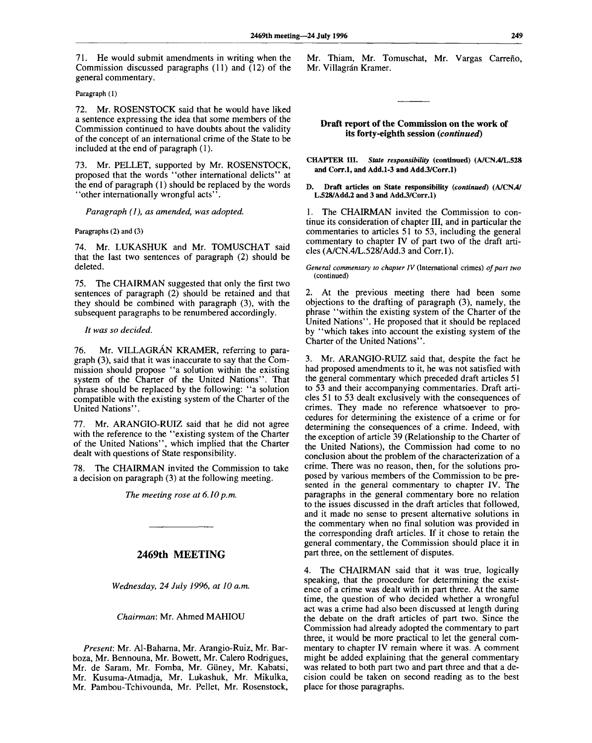71. He would submit amendments in writing when the Commission discussed paragraphs (11) and (12) of the general commentary.

Paragraph (1)

72. Mr. ROSENSTOCK said that he would have liked a sentence expressing the idea that some members of the Commission continued to have doubts about the validity of the concept of an international crime of the State to be included at the end of paragraph (1).

73. Mr. PELLET, supported by Mr. ROSENSTOCK, proposed that the words "other international delicts" at the end of paragraph (1) should be replaced by the words "other internationally wrongful acts".

*Paragraph (1), as amended, was adopted.*

Paragraphs (2) and (3)

74. Mr. LUKASHUK and Mr. TOMUSCHAT said that the last two sentences of paragraph (2) should be deleted.

75. The CHAIRMAN suggested that only the first two sentences of paragraph (2) should be retained and that they should be combined with paragraph (3), with the subsequent paragraphs to be renumbered accordingly.

*It was so decided.*

76. Mr. VILLAGRÁN KRAMER, referring to paragraph (3), said that it was inaccurate to say that the Commission should propose "a solution within the existing system of the Charter of the United Nations". That phrase should be replaced by the following: "a solution compatible with the existing system of the Charter of the United Nations".

77. Mr. ARANGIO-RUIZ said that he did not agree with the reference to the "existing system of the Charter of the United Nations", which implied that the Charter dealt with questions of State responsibility.

78. The CHAIRMAN invited the Commission to take a decision on paragraph (3) at the following meeting.

*The meeting rose at 6.10 p.m.*

---

## 2469th MEETING

*Wednesday, 24 July 1996, at 10 a.m.*

*Chairman*: Mr. Ahmed MAHIOU

*Present*: Mr. Al-Baharna, Mr. Arangio-Ruiz, Mr. Barboza, Mr. Bennouna, Mr. Bowett, Mr. Calero Rodrigues, Mr. de Saram, Mr. Fomba, Mr. Güney, Mr. Kabatsi, Mr. Kusuma-Atmadja, Mr. Lukashuk, Mr. Mikulka, Mr. Pambou-Tchivounda, Mr. Pellet, Mr. Rosenstock, Mr. Thiam, Mr. Tomuschat, Mr. Vargas Carreño, Mr. Villagrán Kramer.

---

### Draft report of the Commission on the work of its forty-eighth session (*continued*)

CHAPTER III. *State responsibility* (continued) (A/CN.4/L.528 and Corr.1, and Add.1-3 and Add.3/Corr.1)

D. Draft articles on State responsibility (*continued*) (A/CN.4/L.528/Add.2 and 3 and Add.3/Corr.1)

1. The CHAIRMAN invited the Commission to continue its consideration of chapter III, and in particular the commentaries to articles 51 to 53, including the general commentary to chapter IV of part two of the draft articles (A/CN.4/L.528/Add.3 and Corr.1).

*General commentary to chapter IV* (International crimes) *of part two* (continued)

2. At the previous meeting there had been some objections to the drafting of paragraph (3), namely, the phrase "within the existing system of the Charter of the United Nations". He proposed that it should be replaced by "which takes into account the existing system of the Charter of the United Nations".

3. Mr. ARANGIO-RUIZ said that, despite the fact he had proposed amendments to it, he was not satisfied with the general commentary which preceded draft articles 51 to 53 and their accompanying commentaries. Draft articles 51 to 53 dealt exclusively with the consequences of crimes. They made no reference whatsoever to procedures for determining the existence of a crime or for determining the consequences of a crime. Indeed, with the exception of article 39 (Relationship to the Charter of the United Nations), the Commission had come to no conclusion about the problem of the characterization of a crime. There was no reason, then, for the solutions proposed by various members of the Commission to be presented in the general commentary to chapter IV. The paragraphs in the general commentary bore no relation to the issues discussed in the draft articles that followed, and it made no sense to present alternative solutions in the commentary when no final solution was provided in the corresponding draft articles. If it chose to retain the general commentary, the Commission should place it in part three, on the settlement of disputes.

4. The CHAIRMAN said that it was true, logically speaking, that the procedure for determining the existence of a crime was dealt with in part three. At the same time, the question of who decided whether a wrongful act was a crime had also been discussed at length during the debate on the draft articles of part two. Since the Commission had already adopted the commentary to part three, it would be more practical to let the general commentary to chapter IV remain where it was. A comment might be added explaining that the general commentary was related to both part two and part three and that a decision could be taken on second reading as to the best place for those paragraphs.